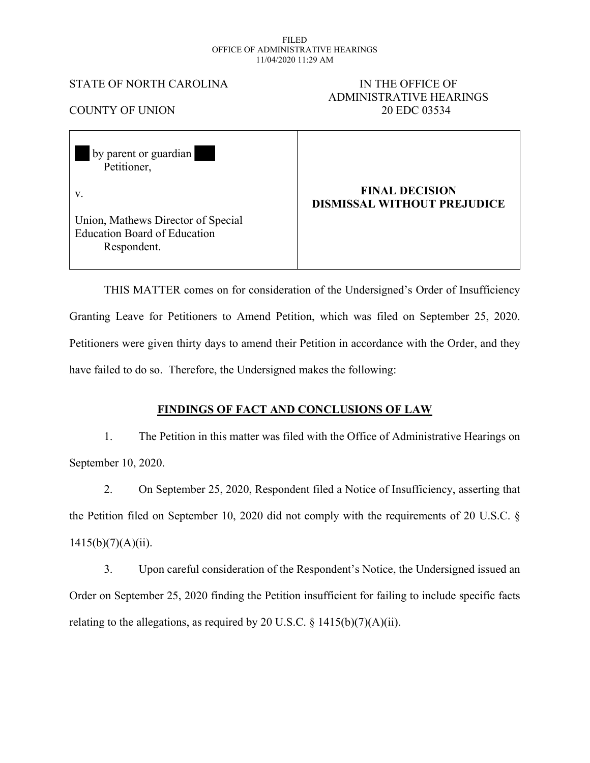FILED
OFFICE OF ADMINISTRATIVE HEARINGS
11/04/2020 11:29 AM

STATE OF NORTH CAROLINA

COUNTY OF UNION

IN THE OFFICE OF
ADMINISTRATIVE HEARINGS
20 EDC 03534

| | |
|---|---|
| by parent or guardian<br>Petitioner,<br><br>v.<br><br>Union, Mathews Director of Special Education Board of Education<br>Respondent. | **FINAL DECISION<br>DISMISSAL WITHOUT PREJUDICE** |

THIS MATTER comes on for consideration of the Undersigned's Order of Insufficiency Granting Leave for Petitioners to Amend Petition, which was filed on September 25, 2020. Petitioners were given thirty days to amend their Petition in accordance with the Order, and they have failed to do so. Therefore, the Undersigned makes the following:

## FINDINGS OF FACT AND CONCLUSIONS OF LAW

1. The Petition in this matter was filed with the Office of Administrative Hearings on September 10, 2020.

2. On September 25, 2020, Respondent filed a Notice of Insufficiency, asserting that the Petition filed on September 10, 2020 did not comply with the requirements of 20 U.S.C. § 1415(b)(7)(A)(ii).

3. Upon careful consideration of the Respondent's Notice, the Undersigned issued an Order on September 25, 2020 finding the Petition insufficient for failing to include specific facts relating to the allegations, as required by 20 U.S.C. § 1415(b)(7)(A)(ii).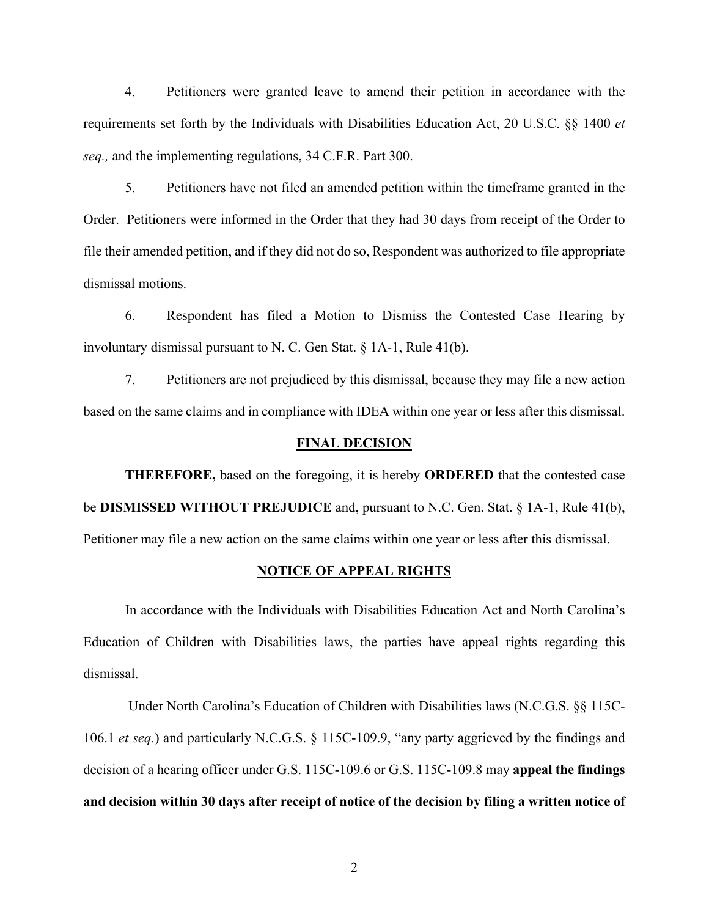4. Petitioners were granted leave to amend their petition in accordance with the requirements set forth by the Individuals with Disabilities Education Act, 20 U.S.C. §§ 1400 *et seq.,* and the implementing regulations, 34 C.F.R. Part 300.

5. Petitioners have not filed an amended petition within the timeframe granted in the Order. Petitioners were informed in the Order that they had 30 days from receipt of the Order to file their amended petition, and if they did not do so, Respondent was authorized to file appropriate dismissal motions.

6. Respondent has filed a Motion to Dismiss the Contested Case Hearing by involuntary dismissal pursuant to N. C. Gen Stat. § 1A-1, Rule 41(b).

7. Petitioners are not prejudiced by this dismissal, because they may file a new action based on the same claims and in compliance with IDEA within one year or less after this dismissal.

## FINAL DECISION

**THEREFORE,** based on the foregoing, it is hereby **ORDERED** that the contested case be **DISMISSED WITHOUT PREJUDICE** and, pursuant to N.C. Gen. Stat. § 1A-1, Rule 41(b), Petitioner may file a new action on the same claims within one year or less after this dismissal.

## NOTICE OF APPEAL RIGHTS

In accordance with the Individuals with Disabilities Education Act and North Carolina's Education of Children with Disabilities laws, the parties have appeal rights regarding this dismissal.

Under North Carolina's Education of Children with Disabilities laws (N.C.G.S. §§ 115C-106.1 *et seq.*) and particularly N.C.G.S. § 115C-109.9, "any party aggrieved by the findings and decision of a hearing officer under G.S. 115C-109.6 or G.S. 115C-109.8 may **appeal the findings and decision within 30 days after receipt of notice of the decision by filing a written notice of**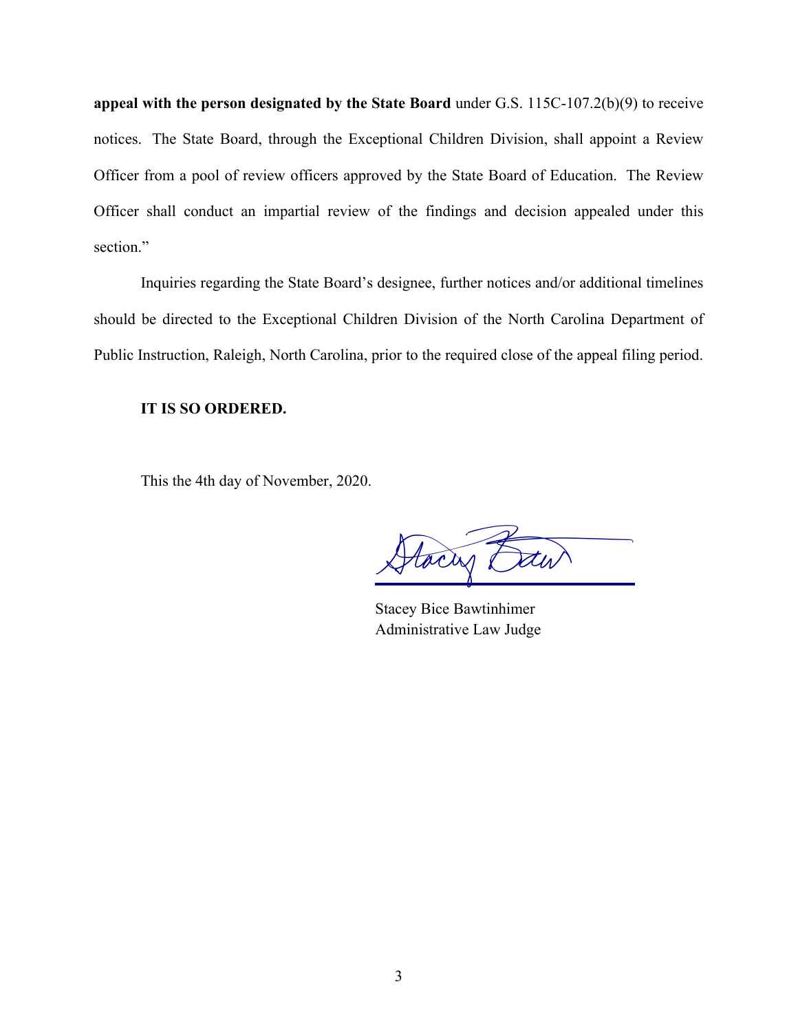**appeal with the person designated by the State Board** under G.S. 115C-107.2(b)(9) to receive notices. The State Board, through the Exceptional Children Division, shall appoint a Review Officer from a pool of review officers approved by the State Board of Education. The Review Officer shall conduct an impartial review of the findings and decision appealed under this section."

Inquiries regarding the State Board's designee, further notices and/or additional timelines should be directed to the Exceptional Children Division of the North Carolina Department of Public Instruction, Raleigh, North Carolina, prior to the required close of the appeal filing period.

**IT IS SO ORDERED.**

This the 4th day of November, 2020.

Stacey Bice Bawtinhimer
Administrative Law Judge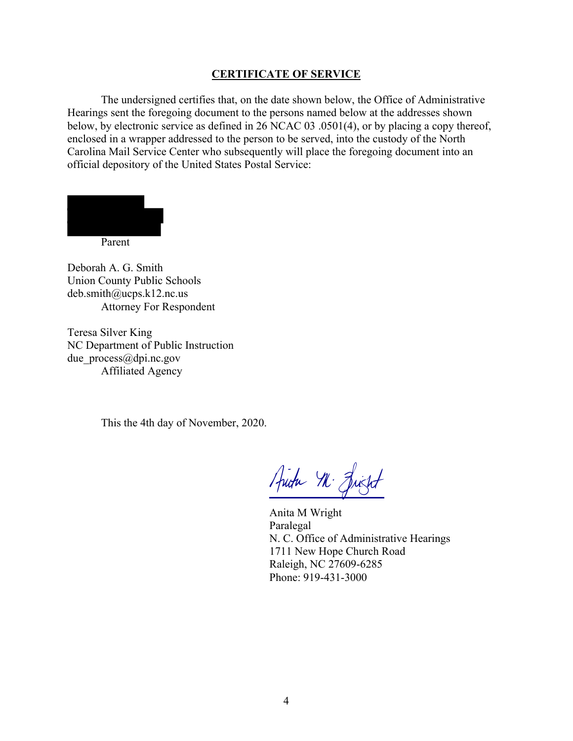## CERTIFICATE OF SERVICE

The undersigned certifies that, on the date shown below, the Office of Administrative Hearings sent the foregoing document to the persons named below at the addresses shown below, by electronic service as defined in 26 NCAC 03 .0501(4), or by placing a copy thereof, enclosed in a wrapper addressed to the person to be served, into the custody of the North Carolina Mail Service Center who subsequently will place the foregoing document into an official depository of the United States Postal Service:

Parent

Deborah A. G. Smith
Union County Public Schools
deb.smith@ucps.k12.nc.us
Attorney For Respondent

Teresa Silver King
NC Department of Public Instruction
due_process@dpi.nc.gov
Affiliated Agency

This the 4th day of November, 2020.

Anita M Wright
Paralegal
N. C. Office of Administrative Hearings
1711 New Hope Church Road
Raleigh, NC 27609-6285
Phone: 919-431-3000